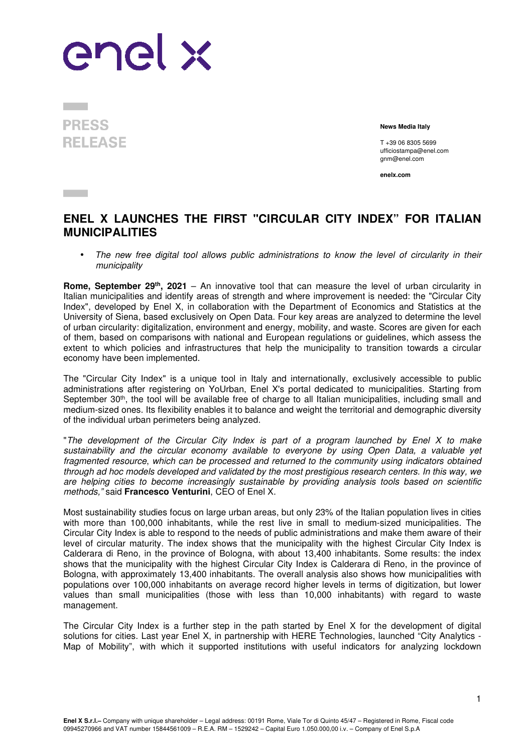enel x

**PRESS RELEASE**

**News Media Italy**

T +39 06 8305 5699
ufficiostampa@enel.com
gnm@enel.com

**enelx.com**

# ENEL X LAUNCHES THE FIRST "CIRCULAR CITY INDEX" FOR ITALIAN MUNICIPALITIES

- *The new free digital tool allows public administrations to know the level of circularity in their municipality*

**Rome, September 29th, 2021** – An innovative tool that can measure the level of urban circularity in Italian municipalities and identify areas of strength and where improvement is needed: the "Circular City Index", developed by Enel X, in collaboration with the Department of Economics and Statistics at the University of Siena, based exclusively on Open Data. Four key areas are analyzed to determine the level of urban circularity: digitalization, environment and energy, mobility, and waste. Scores are given for each of them, based on comparisons with national and European regulations or guidelines, which assess the extent to which policies and infrastructures that help the municipality to transition towards a circular economy have been implemented.

The "Circular City Index" is a unique tool in Italy and internationally, exclusively accessible to public administrations after registering on YoUrban, Enel X's portal dedicated to municipalities. Starting from September 30th, the tool will be available free of charge to all Italian municipalities, including small and medium-sized ones. Its flexibility enables it to balance and weight the territorial and demographic diversity of the individual urban perimeters being analyzed.

"*The development of the Circular City Index is part of a program launched by Enel X to make sustainability and the circular economy available to everyone by using Open Data, a valuable yet fragmented resource, which can be processed and returned to the community using indicators obtained through ad hoc models developed and validated by the most prestigious research centers. In this way, we are helping cities to become increasingly sustainable by providing analysis tools based on scientific methods,"* said **Francesco Venturini**, CEO of Enel X.

Most sustainability studies focus on large urban areas, but only 23% of the Italian population lives in cities with more than 100,000 inhabitants, while the rest live in small to medium-sized municipalities. The Circular City Index is able to respond to the needs of public administrations and make them aware of their level of circular maturity. The index shows that the municipality with the highest Circular City Index is Calderara di Reno, in the province of Bologna, with about 13,400 inhabitants. Some results: the index shows that the municipality with the highest Circular City Index is Calderara di Reno, in the province of Bologna, with approximately 13,400 inhabitants. The overall analysis also shows how municipalities with populations over 100,000 inhabitants on average record higher levels in terms of digitization, but lower values than small municipalities (those with less than 10,000 inhabitants) with regard to waste management.

The Circular City Index is a further step in the path started by Enel X for the development of digital solutions for cities. Last year Enel X, in partnership with HERE Technologies, launched "City Analytics - Map of Mobility", with which it supported institutions with useful indicators for analyzing lockdown

**Enel X S.r.l.**– Company with unique shareholder – Legal address: 00191 Rome, Viale Tor di Quinto 45/47 – Registered in Rome, Fiscal code 09945270966 and VAT number 15844561009 – R.E.A. RM – 1529242 – Capital Euro 1.050.000,00 i.v. – Company of Enel S.p.A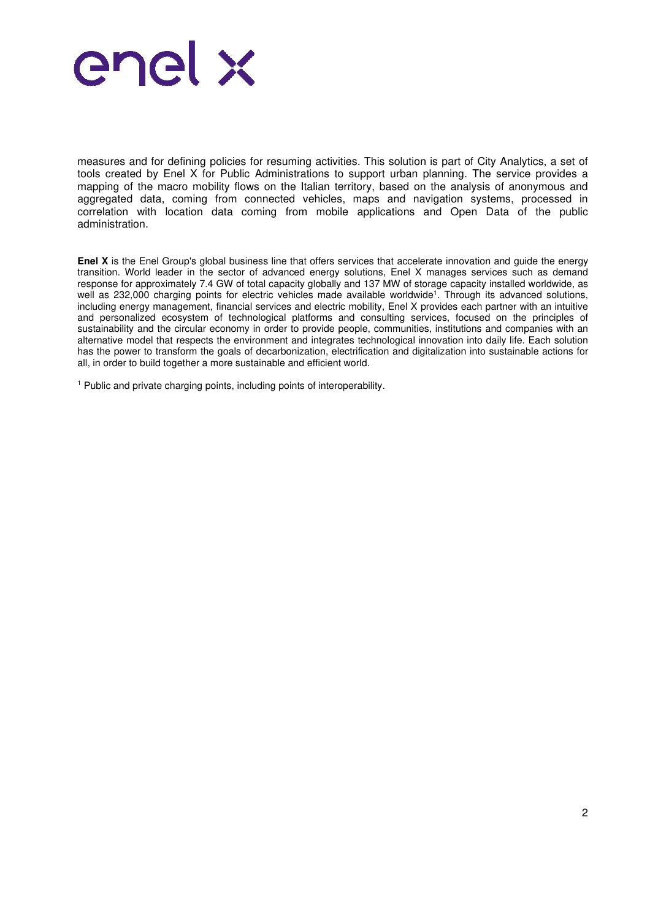measures and for defining policies for resuming activities. This solution is part of City Analytics, a set of tools created by Enel X for Public Administrations to support urban planning. The service provides a mapping of the macro mobility flows on the Italian territory, based on the analysis of anonymous and aggregated data, coming from connected vehicles, maps and navigation systems, processed in correlation with location data coming from mobile applications and Open Data of the public administration.

**Enel X** is the Enel Group's global business line that offers services that accelerate innovation and guide the energy transition. World leader in the sector of advanced energy solutions, Enel X manages services such as demand response for approximately 7.4 GW of total capacity globally and 137 MW of storage capacity installed worldwide, as well as 232,000 charging points for electric vehicles made available worldwide[1]. Through its advanced solutions, including energy management, financial services and electric mobility, Enel X provides each partner with an intuitive and personalized ecosystem of technological platforms and consulting services, focused on the principles of sustainability and the circular economy in order to provide people, communities, institutions and companies with an alternative model that respects the environment and integrates technological innovation into daily life. Each solution has the power to transform the goals of decarbonization, electrification and digitalization into sustainable actions for all, in order to build together a more sustainable and efficient world.

[1] Public and private charging points, including points of interoperability.